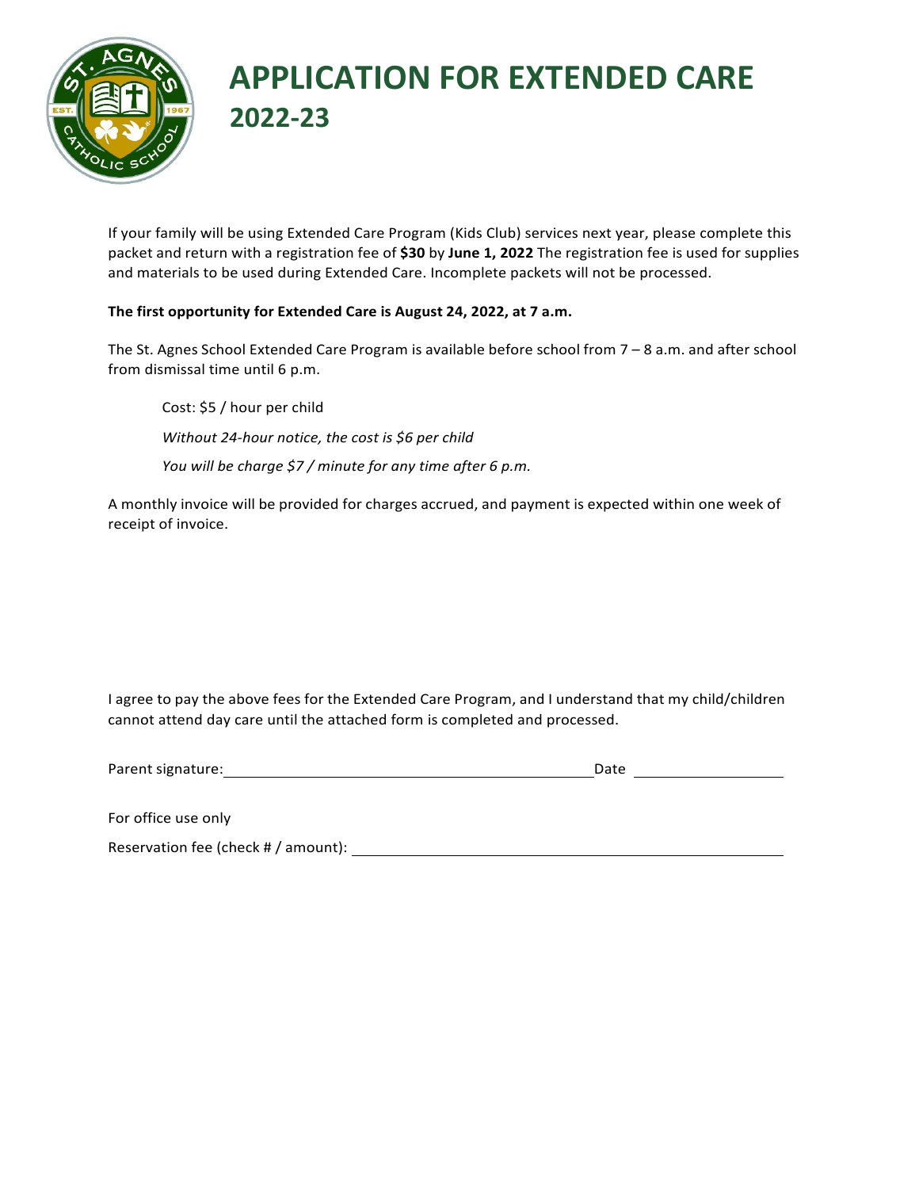# APPLICATION FOR EXTENDED CARE 2022-23

If your family will be using Extended Care Program (Kids Club) services next year, please complete this packet and return with a registration fee of **$30** by **June 1, 2022** The registration fee is used for supplies and materials to be used during Extended Care. Incomplete packets will not be processed.

**The first opportunity for Extended Care is August 24, 2022, at 7 a.m.**

The St. Agnes School Extended Care Program is available before school from 7 – 8 a.m. and after school from dismissal time until 6 p.m.

> Cost: $5 / hour per child
>
> *Without 24-hour notice, the cost is $6 per child*
>
> *You will be charge $7 / minute for any time after 6 p.m.*

A monthly invoice will be provided for charges accrued, and payment is expected within one week of receipt of invoice.

I agree to pay the above fees for the Extended Care Program, and I understand that my child/children cannot attend day care until the attached form is completed and processed.

Parent signature: ______________________________ Date ______________

For office use only

Reservation fee (check # / amount): ______________________________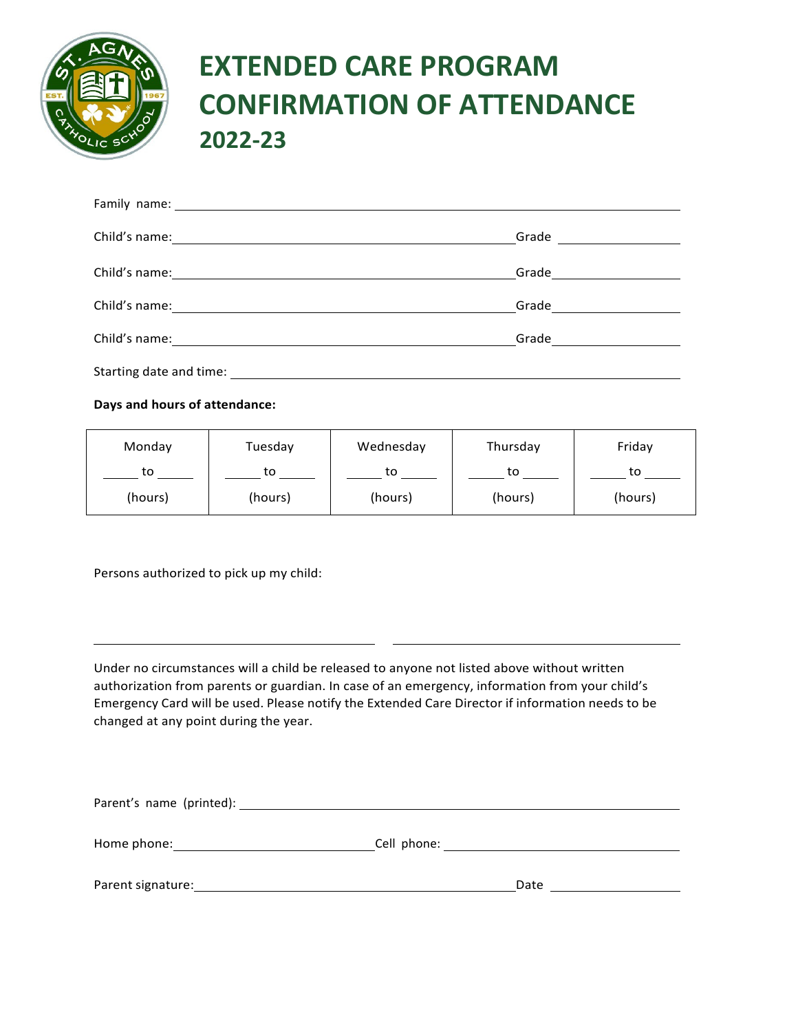# EXTENDED CARE PROGRAM CONFIRMATION OF ATTENDANCE 2022-23

Family name: ______________________________________________

Child's name: ______________________________ Grade __________

Child's name: ______________________________ Grade __________

Child's name: ______________________________ Grade __________

Child's name: ______________________________ Grade __________

Starting date and time: ______________________________________

**Days and hours of attendance:**

| | | | | |
|---|---|---|---|---|
| Monday | Tuesday | Wednesday | Thursday | Friday |
| _____ to _____ | _____ to _____ | _____ to _____ | _____ to _____ | _____ to _____ |
| (hours) | (hours) | (hours) | (hours) | (hours) |

Persons authorized to pick up my child:

______________________________ ______________________________

Under no circumstances will a child be released to anyone not listed above without written authorization from parents or guardian. In case of an emergency, information from your child's Emergency Card will be used. Please notify the Extended Care Director if information needs to be changed at any point during the year.

Parent's name (printed): ______________________________________

Home phone: ____________________ Cell phone: ____________________

Parent signature: ______________________________ Date __________